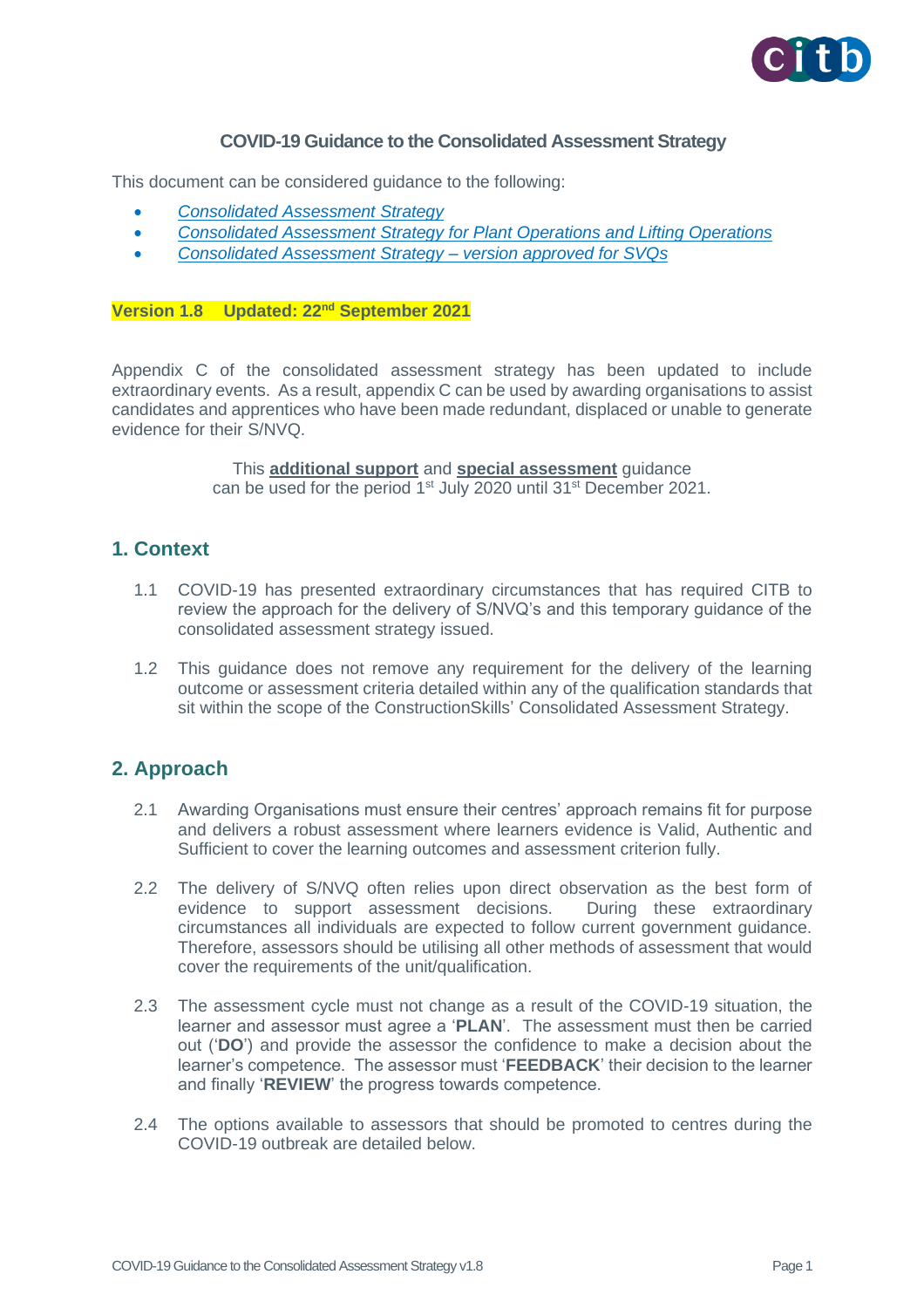# COVID-19 Guidance to the Consolidated Assessment Strategy

This document can be considered guidance to the following:

- *Consolidated Assessment Strategy*
- *Consolidated Assessment Strategy for Plant Operations and Lifting Operations*
- *Consolidated Assessment Strategy – version approved for SVQs*

**Version 1.8 Updated: 22nd September 2021**

Appendix C of the consolidated assessment strategy has been updated to include extraordinary events. As a result, appendix C can be used by awarding organisations to assist candidates and apprentices who have been made redundant, displaced or unable to generate evidence for their S/NVQ.

This **additional support** and **special assessment** guidance can be used for the period 1st July 2020 until 31st December 2021.

## 1. Context

1.1 COVID-19 has presented extraordinary circumstances that has required CITB to review the approach for the delivery of S/NVQ's and this temporary guidance of the consolidated assessment strategy issued.

1.2 This guidance does not remove any requirement for the delivery of the learning outcome or assessment criteria detailed within any of the qualification standards that sit within the scope of the ConstructionSkills' Consolidated Assessment Strategy.

## 2. Approach

2.1 Awarding Organisations must ensure their centres' approach remains fit for purpose and delivers a robust assessment where learners evidence is Valid, Authentic and Sufficient to cover the learning outcomes and assessment criterion fully.

2.2 The delivery of S/NVQ often relies upon direct observation as the best form of evidence to support assessment decisions. During these extraordinary circumstances all individuals are expected to follow current government guidance. Therefore, assessors should be utilising all other methods of assessment that would cover the requirements of the unit/qualification.

2.3 The assessment cycle must not change as a result of the COVID-19 situation, the learner and assessor must agree a '**PLAN**'. The assessment must then be carried out ('**DO**') and provide the assessor the confidence to make a decision about the learner's competence. The assessor must '**FEEDBACK**' their decision to the learner and finally '**REVIEW**' the progress towards competence.

2.4 The options available to assessors that should be promoted to centres during the COVID-19 outbreak are detailed below.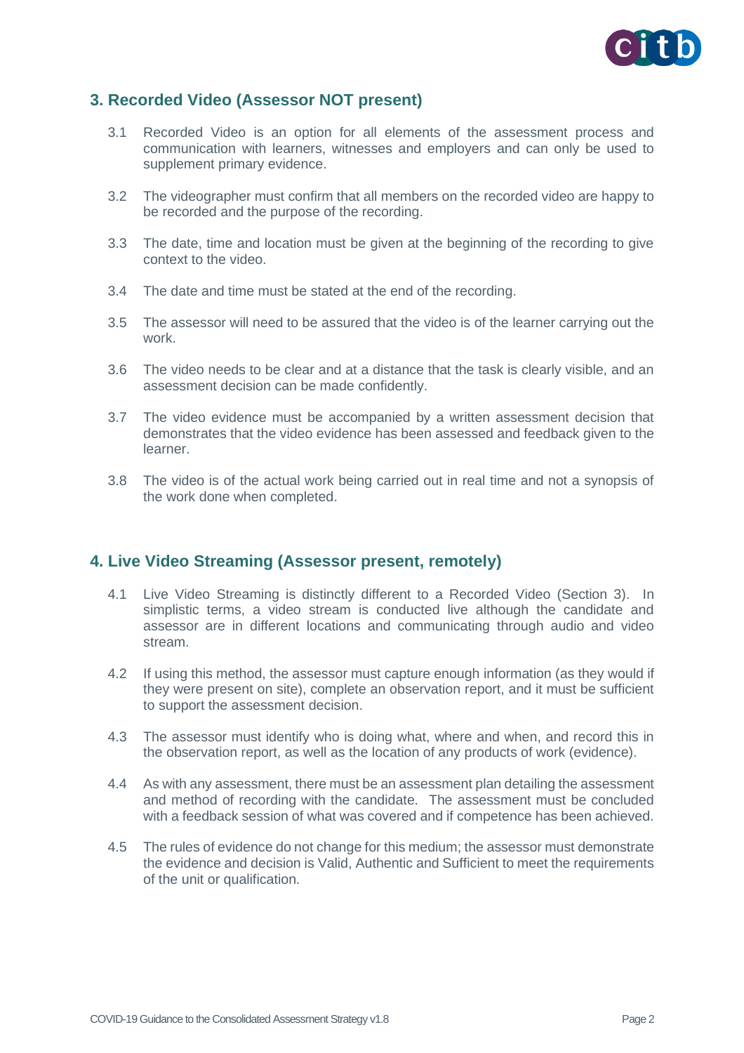## 3. Recorded Video (Assessor NOT present)

3.1 Recorded Video is an option for all elements of the assessment process and communication with learners, witnesses and employers and can only be used to supplement primary evidence.

3.2 The videographer must confirm that all members on the recorded video are happy to be recorded and the purpose of the recording.

3.3 The date, time and location must be given at the beginning of the recording to give context to the video.

3.4 The date and time must be stated at the end of the recording.

3.5 The assessor will need to be assured that the video is of the learner carrying out the work.

3.6 The video needs to be clear and at a distance that the task is clearly visible, and an assessment decision can be made confidently.

3.7 The video evidence must be accompanied by a written assessment decision that demonstrates that the video evidence has been assessed and feedback given to the learner.

3.8 The video is of the actual work being carried out in real time and not a synopsis of the work done when completed.

## 4. Live Video Streaming (Assessor present, remotely)

4.1 Live Video Streaming is distinctly different to a Recorded Video (Section 3). In simplistic terms, a video stream is conducted live although the candidate and assessor are in different locations and communicating through audio and video stream.

4.2 If using this method, the assessor must capture enough information (as they would if they were present on site), complete an observation report, and it must be sufficient to support the assessment decision.

4.3 The assessor must identify who is doing what, where and when, and record this in the observation report, as well as the location of any products of work (evidence).

4.4 As with any assessment, there must be an assessment plan detailing the assessment and method of recording with the candidate. The assessment must be concluded with a feedback session of what was covered and if competence has been achieved.

4.5 The rules of evidence do not change for this medium; the assessor must demonstrate the evidence and decision is Valid, Authentic and Sufficient to meet the requirements of the unit or qualification.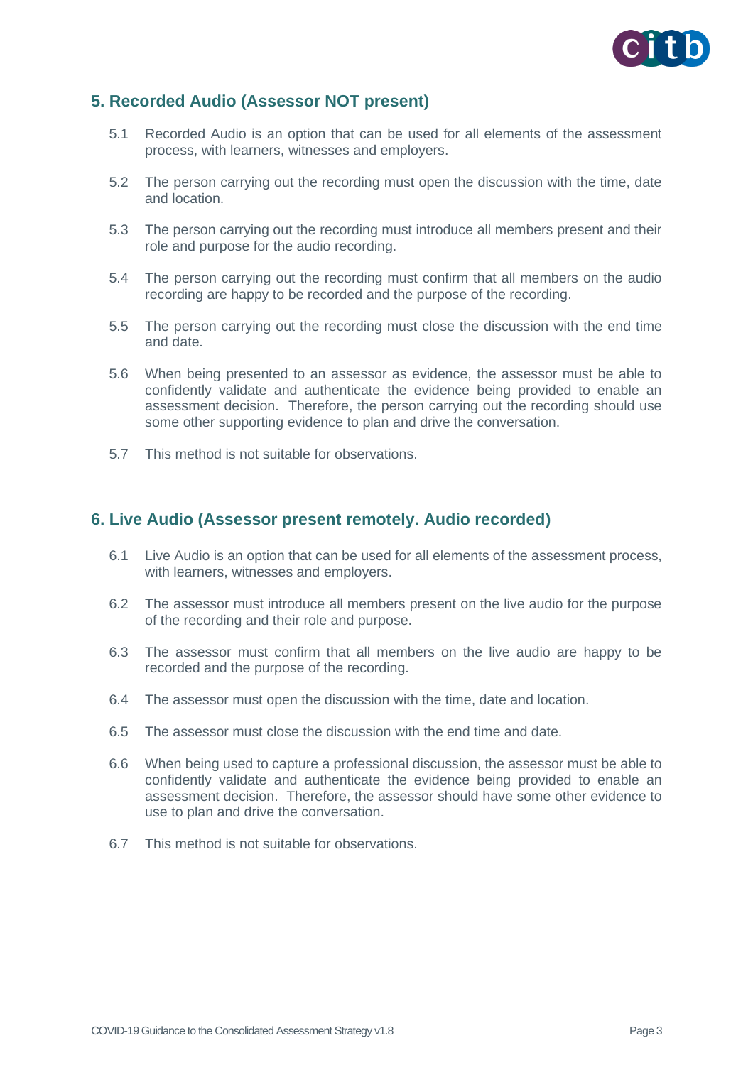## 5. Recorded Audio (Assessor NOT present)

5.1 Recorded Audio is an option that can be used for all elements of the assessment process, with learners, witnesses and employers.

5.2 The person carrying out the recording must open the discussion with the time, date and location.

5.3 The person carrying out the recording must introduce all members present and their role and purpose for the audio recording.

5.4 The person carrying out the recording must confirm that all members on the audio recording are happy to be recorded and the purpose of the recording.

5.5 The person carrying out the recording must close the discussion with the end time and date.

5.6 When being presented to an assessor as evidence, the assessor must be able to confidently validate and authenticate the evidence being provided to enable an assessment decision. Therefore, the person carrying out the recording should use some other supporting evidence to plan and drive the conversation.

5.7 This method is not suitable for observations.

## 6. Live Audio (Assessor present remotely. Audio recorded)

6.1 Live Audio is an option that can be used for all elements of the assessment process, with learners, witnesses and employers.

6.2 The assessor must introduce all members present on the live audio for the purpose of the recording and their role and purpose.

6.3 The assessor must confirm that all members on the live audio are happy to be recorded and the purpose of the recording.

6.4 The assessor must open the discussion with the time, date and location.

6.5 The assessor must close the discussion with the end time and date.

6.6 When being used to capture a professional discussion, the assessor must be able to confidently validate and authenticate the evidence being provided to enable an assessment decision. Therefore, the assessor should have some other evidence to use to plan and drive the conversation.

6.7 This method is not suitable for observations.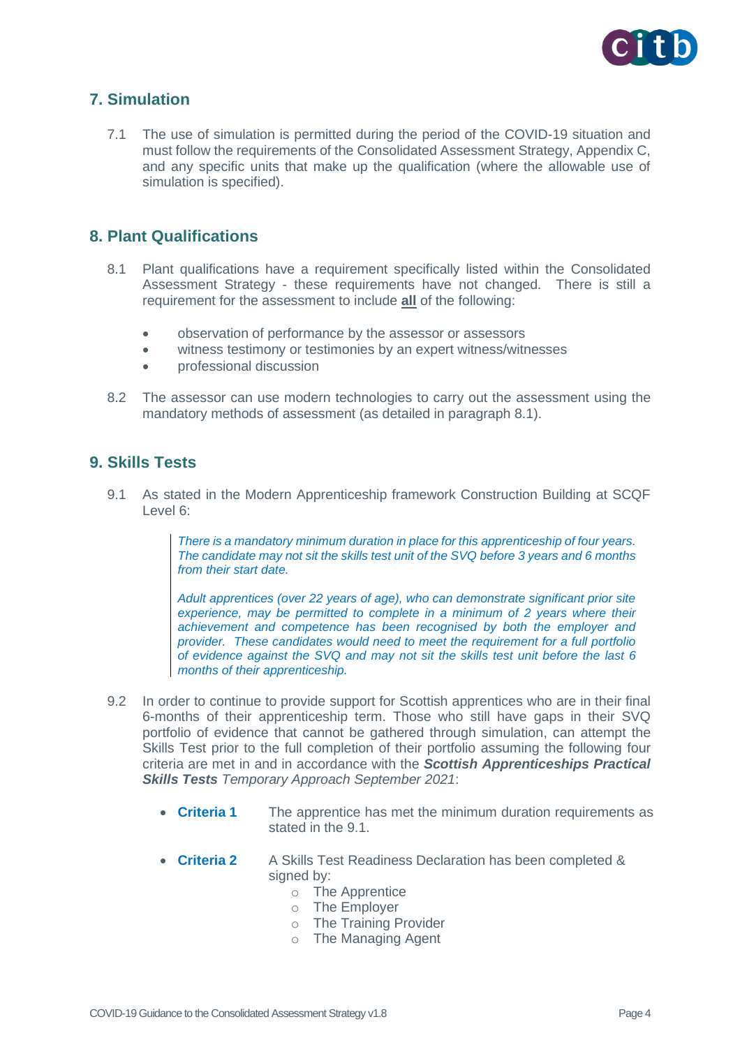## 7. Simulation

7.1 The use of simulation is permitted during the period of the COVID-19 situation and must follow the requirements of the Consolidated Assessment Strategy, Appendix C, and any specific units that make up the qualification (where the allowable use of simulation is specified).

## 8. Plant Qualifications

8.1 Plant qualifications have a requirement specifically listed within the Consolidated Assessment Strategy - these requirements have not changed. There is still a requirement for the assessment to include **all** of the following:

- observation of performance by the assessor or assessors
- witness testimony or testimonies by an expert witness/witnesses
- professional discussion

8.2 The assessor can use modern technologies to carry out the assessment using the mandatory methods of assessment (as detailed in paragraph 8.1).

## 9. Skills Tests

9.1 As stated in the Modern Apprenticeship framework Construction Building at SCQF Level 6:

> *There is a mandatory minimum duration in place for this apprenticeship of four years. The candidate may not sit the skills test unit of the SVQ before 3 years and 6 months from their start date.*
>
> *Adult apprentices (over 22 years of age), who can demonstrate significant prior site experience, may be permitted to complete in a minimum of 2 years where their achievement and competence has been recognised by both the employer and provider. These candidates would need to meet the requirement for a full portfolio of evidence against the SVQ and may not sit the skills test unit before the last 6 months of their apprenticeship.*

9.2 In order to continue to provide support for Scottish apprentices who are in their final 6-months of their apprenticeship term. Those who still have gaps in their SVQ portfolio of evidence that cannot be gathered through simulation, can attempt the Skills Test prior to the full completion of their portfolio assuming the following four criteria are met in and in accordance with the ***Scottish Apprenticeships Practical Skills Tests*** *Temporary Approach September 2021*:

- **Criteria 1** The apprentice has met the minimum duration requirements as stated in the 9.1.
- **Criteria 2** A Skills Test Readiness Declaration has been completed & signed by:
  - The Apprentice
  - The Employer
  - The Training Provider
  - The Managing Agent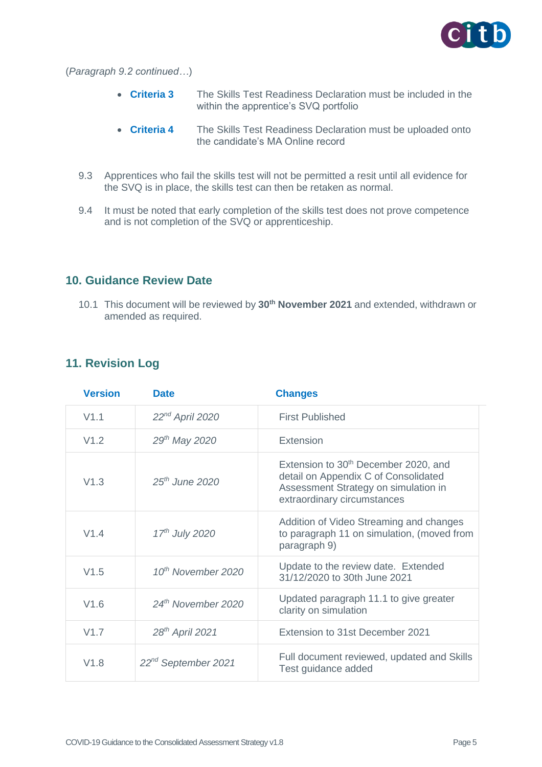(*Paragraph 9.2 continued…*)

- **Criteria 3** The Skills Test Readiness Declaration must be included in the within the apprentice's SVQ portfolio
- **Criteria 4** The Skills Test Readiness Declaration must be uploaded onto the candidate's MA Online record

9.3 Apprentices who fail the skills test will not be permitted a resit until all evidence for the SVQ is in place, the skills test can then be retaken as normal.

9.4 It must be noted that early completion of the skills test does not prove competence and is not completion of the SVQ or apprenticeship.

## 10. Guidance Review Date

10.1 This document will be reviewed by **30th November 2021** and extended, withdrawn or amended as required.

## 11. Revision Log

| Version | Date | Changes |
|---|---|---|
| V1.1 | *22nd April 2020* | First Published |
| V1.2 | *29th May 2020* | Extension |
| V1.3 | *25th June 2020* | Extension to 30th December 2020, and detail on Appendix C of Consolidated Assessment Strategy on simulation in extraordinary circumstances |
| V1.4 | *17th July 2020* | Addition of Video Streaming and changes to paragraph 11 on simulation, (moved from paragraph 9) |
| V1.5 | *10th November 2020* | Update to the review date. Extended 31/12/2020 to 30th June 2021 |
| V1.6 | *24th November 2020* | Updated paragraph 11.1 to give greater clarity on simulation |
| V1.7 | *28th April 2021* | Extension to 31st December 2021 |
| V1.8 | *22nd September 2021* | Full document reviewed, updated and Skills Test guidance added |